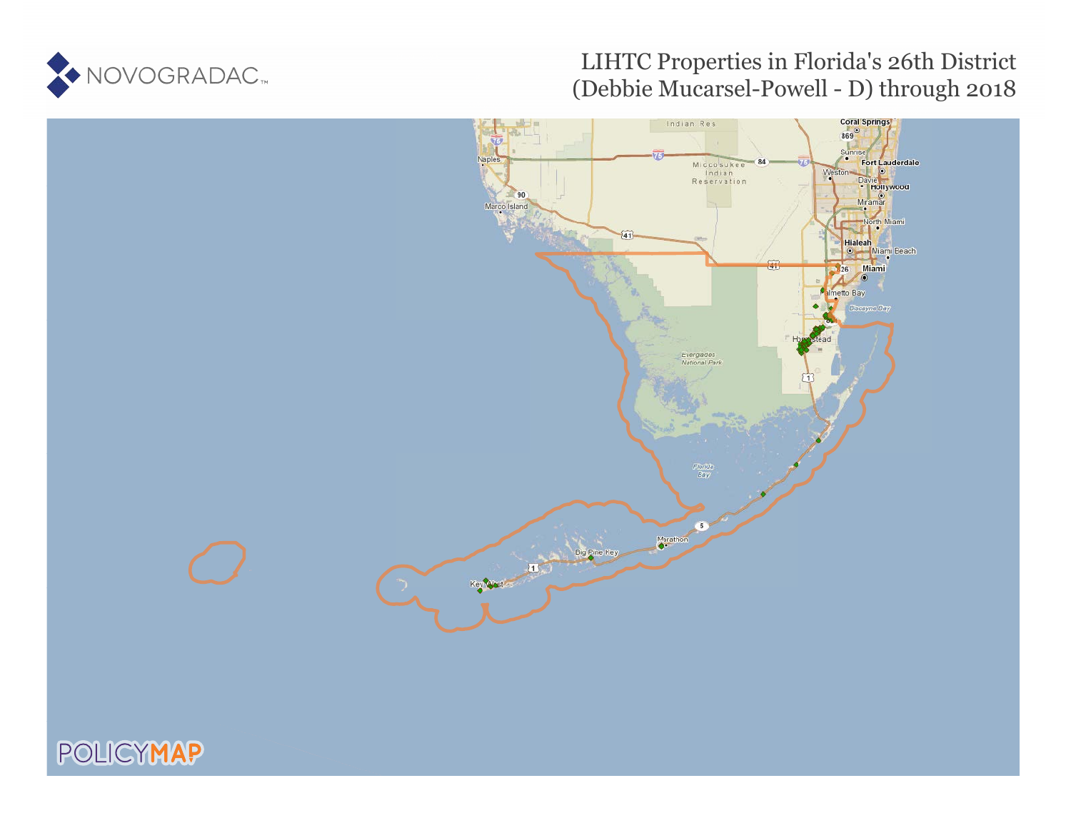# LIHTC Properties in Florida's 26th District (Debbie Mucarsel-Powell - D) through 2018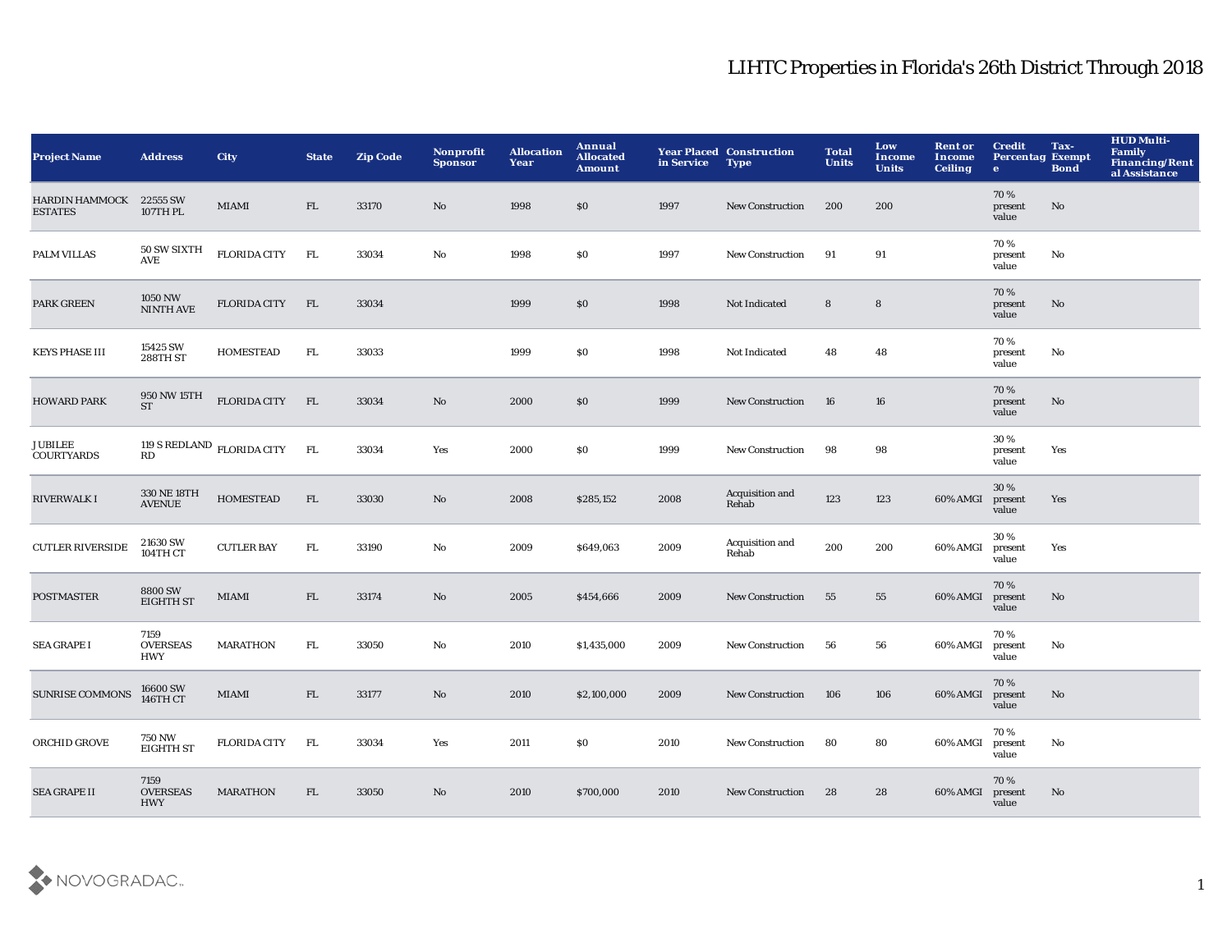# LIHTC Properties in Florida's 26th District Through 2018

| Project Name | Address | City | State | Zip Code | Nonprofit Sponsor | Allocation Year | Annual Allocated Amount | Year Placed in Service | Construction Type | Total Units | Low Income Units | Rent or Income Ceiling | Credit Percentage | Tax-Exempt Bond | HUD Multi-Family Financing/Rental Assistance |
|---|---|---|---|---|---|---|---|---|---|---|---|---|---|---|---|
| HARDIN HAMMOCK ESTATES | 22555 SW 107TH PL | MIAMI | FL | 33170 | No | 1998 | $0 | 1997 | New Construction | 200 | 200 | | 70 % present value | No | |
| PALM VILLAS | 50 SW SIXTH AVE | FLORIDA CITY | FL | 33034 | No | 1998 | $0 | 1997 | New Construction | 91 | 91 | | 70 % present value | No | |
| PARK GREEN | 1050 NW NINTH AVE | FLORIDA CITY | FL | 33034 | | 1999 | $0 | 1998 | Not Indicated | 8 | 8 | | 70 % present value | No | |
| KEYS PHASE III | 15425 SW 288TH ST | HOMESTEAD | FL | 33033 | | 1999 | $0 | 1998 | Not Indicated | 48 | 48 | | 70 % present value | No | |
| HOWARD PARK | 950 NW 15TH ST | FLORIDA CITY | FL | 33034 | No | 2000 | $0 | 1999 | New Construction | 16 | 16 | | 70 % present value | No | |
| JUBILEE COURTYARDS | 119 S REDLAND RD | FLORIDA CITY | FL | 33034 | Yes | 2000 | $0 | 1999 | New Construction | 98 | 98 | | 30 % present value | Yes | |
| RIVERWALK I | 330 NE 18TH AVENUE | HOMESTEAD | FL | 33030 | No | 2008 | $285,152 | 2008 | Acquisition and Rehab | 123 | 123 | 60% AMGI | 30 % present value | Yes | |
| CUTLER RIVERSIDE | 21630 SW 104TH CT | CUTLER BAY | FL | 33190 | No | 2009 | $649,063 | 2009 | Acquisition and Rehab | 200 | 200 | 60% AMGI | 30 % present value | Yes | |
| POSTMASTER | 8800 SW EIGHTH ST | MIAMI | FL | 33174 | No | 2005 | $454,666 | 2009 | New Construction | 55 | 55 | 60% AMGI | 70 % present value | No | |
| SEA GRAPE I | 7159 OVERSEAS HWY | MARATHON | FL | 33050 | No | 2010 | $1,435,000 | 2009 | New Construction | 56 | 56 | 60% AMGI | 70 % present value | No | |
| SUNRISE COMMONS | 16600 SW 146TH CT | MIAMI | FL | 33177 | No | 2010 | $2,100,000 | 2009 | New Construction | 106 | 106 | 60% AMGI | 70 % present value | No | |
| ORCHID GROVE | 750 NW EIGHTH ST | FLORIDA CITY | FL | 33034 | Yes | 2011 | $0 | 2010 | New Construction | 80 | 80 | 60% AMGI | 70 % present value | No | |
| SEA GRAPE II | 7159 OVERSEAS HWY | MARATHON | FL | 33050 | No | 2010 | $700,000 | 2010 | New Construction | 28 | 28 | 60% AMGI | 70 % present value | No | |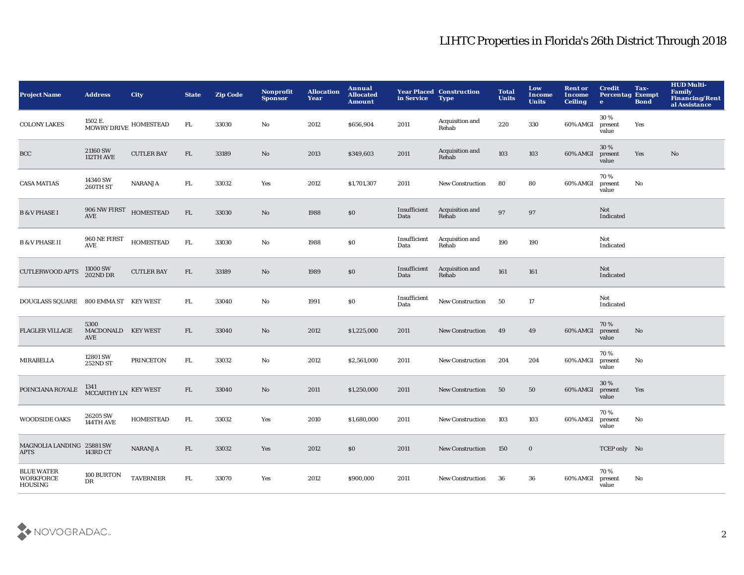# LIHTC Properties in Florida's 26th District Through 2018

| Project Name | Address | City | State | Zip Code | Nonprofit Sponsor | Allocation Year | Annual Allocated Amount | Year Placed in Service | Construction Type | Total Units | Low Income Units | Rent or Income Ceiling | Credit Percentage | Tax-Exempt Bond | HUD Multi-Family Financing/Rental Assistance |
|---|---|---|---|---|---|---|---|---|---|---|---|---|---|---|---|
| COLONY LAKES | 1502 E. MOWRY DRIVE | HOMESTEAD | FL | 33030 | No | 2012 | $656,904 | 2011 | Acquisition and Rehab | 220 | 330 | 60% AMGI | 30 % present value | Yes | |
| BCC | 21160 SW 112TH AVE | CUTLER BAY | FL | 33189 | No | 2013 | $349,603 | 2011 | Acquisition and Rehab | 103 | 103 | 60% AMGI | 30 % present value | Yes | No |
| CASA MATIAS | 14340 SW 260TH ST | NARANJA | FL | 33032 | Yes | 2012 | $1,701,307 | 2011 | New Construction | 80 | 80 | 60% AMGI | 70 % present value | No | |
| B & V PHASE I | 906 NW FIRST AVE | HOMESTEAD | FL | 33030 | No | 1988 | $0 | Insufficient Data | Acquisition and Rehab | 97 | 97 | | Not Indicated | | |
| B & V PHASE II | 960 NE FIRST AVE | HOMESTEAD | FL | 33030 | No | 1988 | $0 | Insufficient Data | Acquisition and Rehab | 190 | 190 | | Not Indicated | | |
| CUTLERWOOD APTS | 11000 SW 202ND DR | CUTLER BAY | FL | 33189 | No | 1989 | $0 | Insufficient Data | Acquisition and Rehab | 161 | 161 | | Not Indicated | | |
| DOUGLASS SQUARE | 800 EMMA ST | KEY WEST | FL | 33040 | No | 1991 | $0 | Insufficient Data | New Construction | 50 | 17 | | Not Indicated | | |
| FLAGLER VILLAGE | 5300 MACDONALD AVE | KEY WEST | FL | 33040 | No | 2012 | $1,225,000 | 2011 | New Construction | 49 | 49 | 60% AMGI | 70 % present value | No | |
| MIRABELLA | 12801 SW 252ND ST | PRINCETON | FL | 33032 | No | 2012 | $2,561,000 | 2011 | New Construction | 204 | 204 | 60% AMGI | 70 % present value | No | |
| POINCIANA ROYALE | 1341 MCCARTHY LN | KEY WEST | FL | 33040 | No | 2011 | $1,250,000 | 2011 | New Construction | 50 | 50 | 60% AMGI | 30 % present value | Yes | |
| WOODSIDE OAKS | 26205 SW 144TH AVE | HOMESTEAD | FL | 33032 | Yes | 2010 | $1,680,000 | 2011 | New Construction | 103 | 103 | 60% AMGI | 70 % present value | No | |
| MAGNOLIA LANDING APTS | 25881 SW 143RD CT | NARANJA | FL | 33032 | Yes | 2012 | $0 | 2011 | New Construction | 150 | 0 | | TCEP only | No | |
| BLUE WATER WORKFORCE HOUSING | 100 BURTON DR | TAVERNIER | FL | 33070 | Yes | 2012 | $900,000 | 2011 | New Construction | 36 | 36 | 60% AMGI | 70 % present value | No | |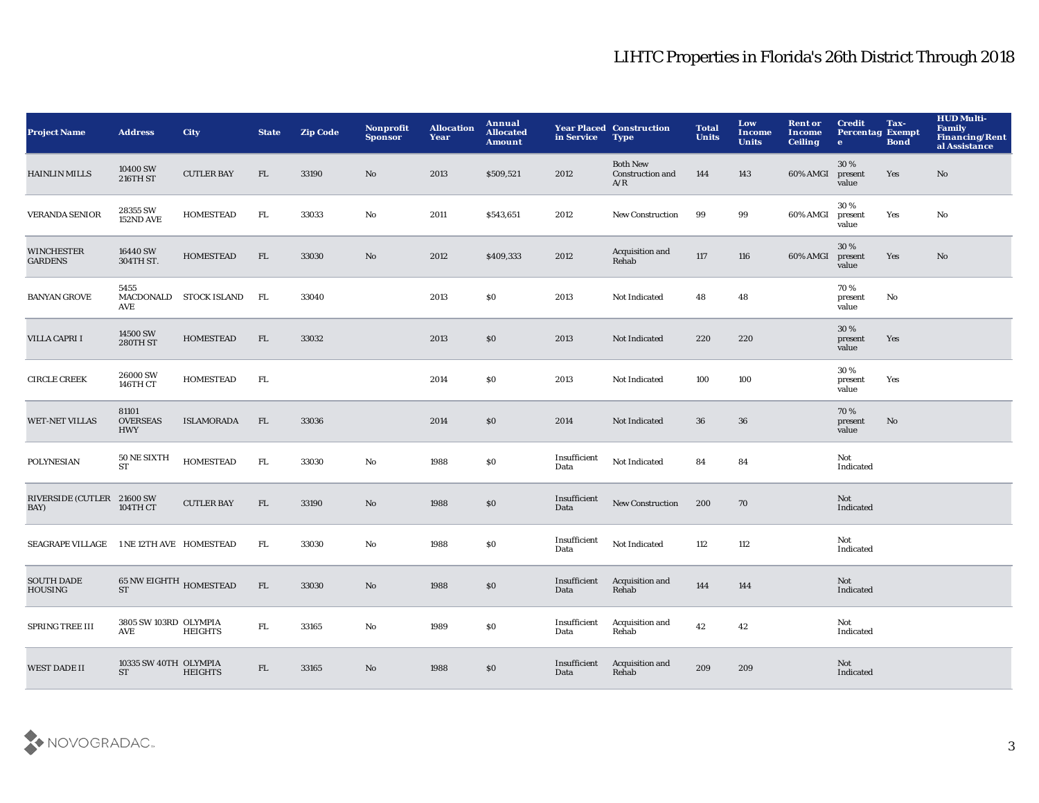# LIHTC Properties in Florida's 26th District Through 2018

| Project Name | Address | City | State | Zip Code | Nonprofit Sponsor | Allocation Year | Annual Allocated Amount | Year Placed in Service | Construction Type | Total Units | Low Income Units | Rent or Income Ceiling | Credit Percentage | Tax-Exempt Bond | HUD Multi-Family Financing/Rental Assistance |
|---|---|---|---|---|---|---|---|---|---|---|---|---|---|---|---|
| HAINLIN MILLS | 10400 SW 216TH ST | CUTLER BAY | FL | 33190 | No | 2013 | $509,521 | 2012 | Both New Construction and A/R | 144 | 143 | 60% AMGI | 30 % present value | Yes | No |
| VERANDA SENIOR | 28355 SW 152ND AVE | HOMESTEAD | FL | 33033 | No | 2011 | $543,651 | 2012 | New Construction | 99 | 99 | 60% AMGI | 30 % present value | Yes | No |
| WINCHESTER GARDENS | 16440 SW 304TH ST. | HOMESTEAD | FL | 33030 | No | 2012 | $409,333 | 2012 | Acquisition and Rehab | 117 | 116 | 60% AMGI | 30 % present value | Yes | No |
| BANYAN GROVE | 5455 MACDONALD AVE | STOCK ISLAND | FL | 33040 | | 2013 | $0 | 2013 | Not Indicated | 48 | 48 | | 70 % present value | No | |
| VILLA CAPRI I | 14500 SW 280TH ST | HOMESTEAD | FL | 33032 | | 2013 | $0 | 2013 | Not Indicated | 220 | 220 | | 30 % present value | Yes | |
| CIRCLE CREEK | 26000 SW 146TH CT | HOMESTEAD | FL | | | 2014 | $0 | 2013 | Not Indicated | 100 | 100 | | 30 % present value | Yes | |
| WET-NET VILLAS | 81101 OVERSEAS HWY | ISLAMORADA | FL | 33036 | | 2014 | $0 | 2014 | Not Indicated | 36 | 36 | | 70 % present value | No | |
| POLYNESIAN | 50 NE SIXTH ST | HOMESTEAD | FL | 33030 | No | 1988 | $0 | Insufficient Data | Not Indicated | 84 | 84 | | Not Indicated | | |
| RIVERSIDE (CUTLER BAY) | 21600 SW 104TH CT | CUTLER BAY | FL | 33190 | No | 1988 | $0 | Insufficient Data | New Construction | 200 | 70 | | Not Indicated | | |
| SEAGRAPE VILLAGE | 1 NE 12TH AVE | HOMESTEAD | FL | 33030 | No | 1988 | $0 | Insufficient Data | Not Indicated | 112 | 112 | | Not Indicated | | |
| SOUTH DADE HOUSING | 65 NW EIGHTH ST | HOMESTEAD | FL | 33030 | No | 1988 | $0 | Insufficient Data | Acquisition and Rehab | 144 | 144 | | Not Indicated | | |
| SPRING TREE III | 3805 SW 103RD AVE | OLYMPIA HEIGHTS | FL | 33165 | No | 1989 | $0 | Insufficient Data | Acquisition and Rehab | 42 | 42 | | Not Indicated | | |
| WEST DADE II | 10335 SW 40TH ST | OLYMPIA HEIGHTS | FL | 33165 | No | 1988 | $0 | Insufficient Data | Acquisition and Rehab | 209 | 209 | | Not Indicated | | |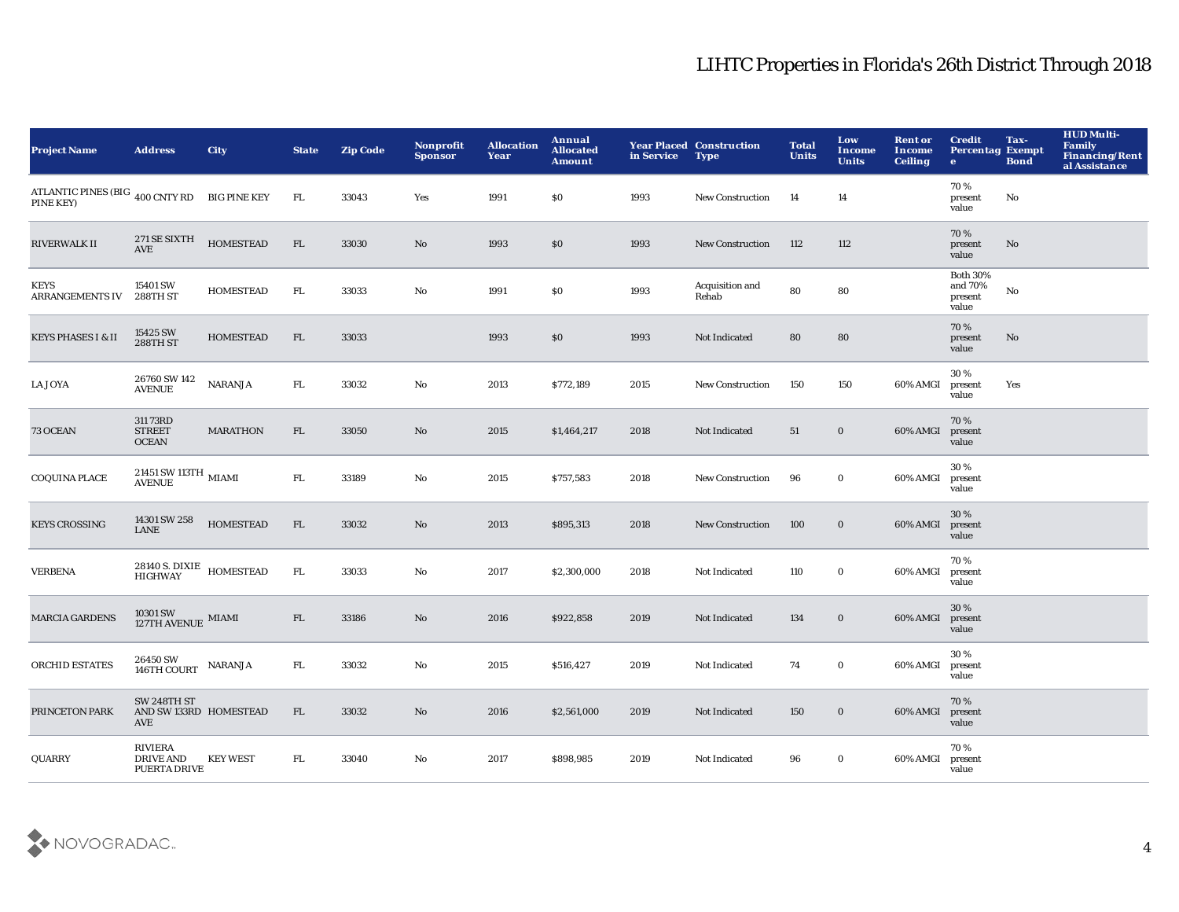# LIHTC Properties in Florida's 26th District Through 2018

| Project Name | Address | City | State | Zip Code | Nonprofit Sponsor | Allocation Year | Annual Allocated Amount | Year Placed in Service | Construction Type | Total Units | Low Income Units | Rent or Income Ceiling | Credit Percentage | Tax-Exempt Bond | HUD Multi-Family Financing/Rental Assistance |
|---|---|---|---|---|---|---|---|---|---|---|---|---|---|---|---|
| ATLANTIC PINES (BIG PINE KEY) | 400 CNTY RD | BIG PINE KEY | FL | 33043 | Yes | 1991 | $0 | 1993 | New Construction | 14 | 14 | | 70 % present value | No | |
| RIVERWALK II | 271 SE SIXTH AVE | HOMESTEAD | FL | 33030 | No | 1993 | $0 | 1993 | New Construction | 112 | 112 | | 70 % present value | No | |
| KEYS ARRANGEMENTS IV | 15401 SW 288TH ST | HOMESTEAD | FL | 33033 | No | 1991 | $0 | 1993 | Acquisition and Rehab | 80 | 80 | | Both 30% and 70% present value | No | |
| KEYS PHASES I & II | 15425 SW 288TH ST | HOMESTEAD | FL | 33033 | | 1993 | $0 | 1993 | Not Indicated | 80 | 80 | | 70 % present value | No | |
| LA JOYA | 26760 SW 142 AVENUE | NARANJA | FL | 33032 | No | 2013 | $772,189 | 2015 | New Construction | 150 | 150 | 60% AMGI | 30 % present value | Yes | |
| 73 OCEAN | 311 73RD STREET OCEAN | MARATHON | FL | 33050 | No | 2015 | $1,464,217 | 2018 | Not Indicated | 51 | 0 | 60% AMGI | 70 % present value | | |
| COQUINA PLACE | 21451 SW 113TH AVENUE | MIAMI | FL | 33189 | No | 2015 | $757,583 | 2018 | New Construction | 96 | 0 | 60% AMGI | 30 % present value | | |
| KEYS CROSSING | 14301 SW 258 LANE | HOMESTEAD | FL | 33032 | No | 2013 | $895,313 | 2018 | New Construction | 100 | 0 | 60% AMGI | 30 % present value | | |
| VERBENA | 28140 S. DIXIE HIGHWAY | HOMESTEAD | FL | 33033 | No | 2017 | $2,300,000 | 2018 | Not Indicated | 110 | 0 | 60% AMGI | 70 % present value | | |
| MARCIA GARDENS | 10301 SW 127TH AVENUE | MIAMI | FL | 33186 | No | 2016 | $922,858 | 2019 | Not Indicated | 134 | 0 | 60% AMGI | 30 % present value | | |
| ORCHID ESTATES | 26450 SW 146TH COURT | NARANJA | FL | 33032 | No | 2015 | $516,427 | 2019 | Not Indicated | 74 | 0 | 60% AMGI | 30 % present value | | |
| PRINCETON PARK | SW 248TH ST AND SW 133RD AVE | HOMESTEAD | FL | 33032 | No | 2016 | $2,561,000 | 2019 | Not Indicated | 150 | 0 | 60% AMGI | 70 % present value | | |
| QUARRY | RIVIERA DRIVE AND PUERTA DRIVE | KEY WEST | FL | 33040 | No | 2017 | $898,985 | 2019 | Not Indicated | 96 | 0 | 60% AMGI | 70 % present value | | |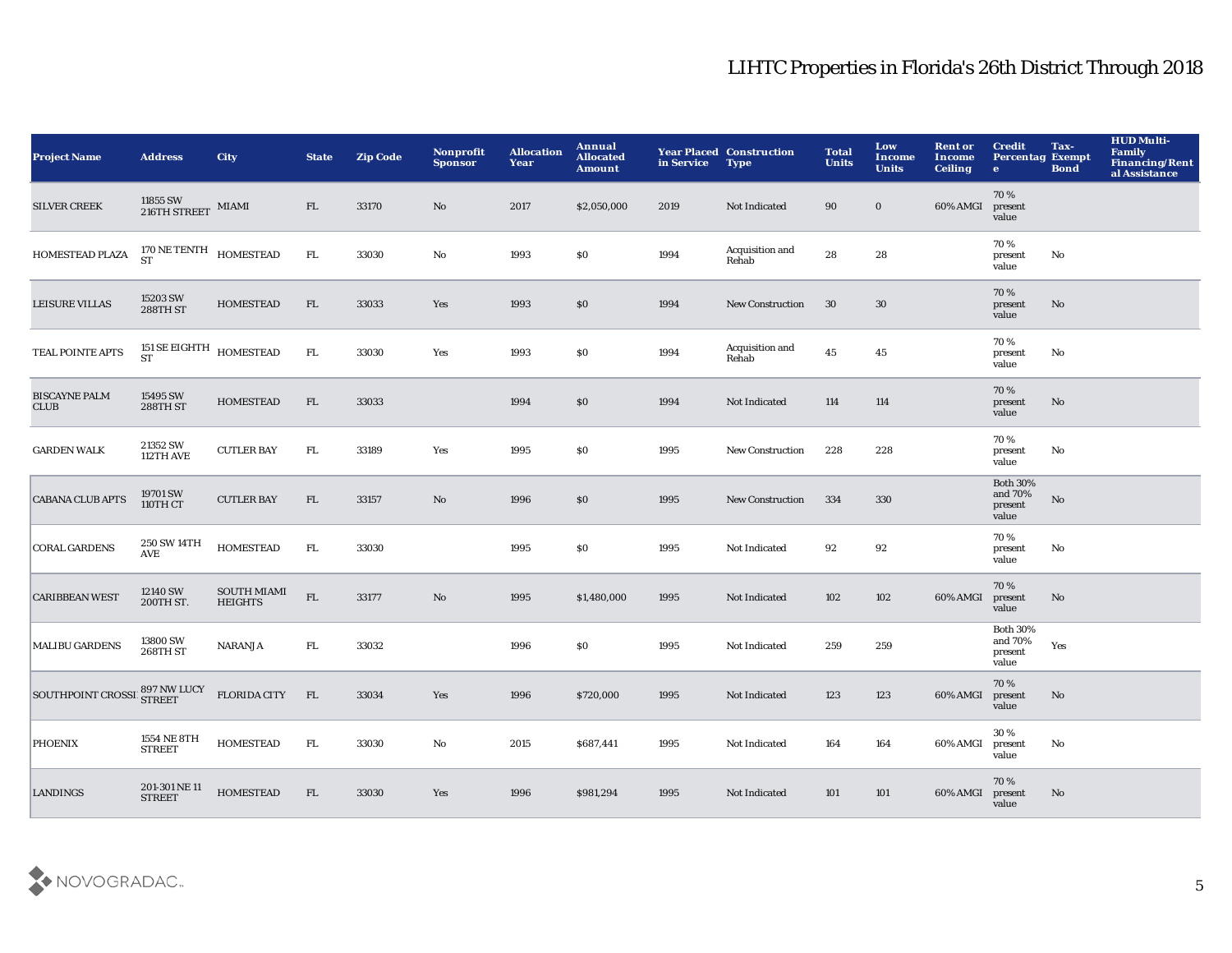# LIHTC Properties in Florida's 26th District Through 2018

| Project Name | Address | City | State | Zip Code | Nonprofit Sponsor | Allocation Year | Annual Allocated Amount | Year Placed in Service | Construction Type | Total Units | Low Income Units | Rent or Income Ceiling | Credit Percentage | Tax-Exempt Bond | HUD Multi-Family Financing/Rental Assistance |
|---|---|---|---|---|---|---|---|---|---|---|---|---|---|---|---|
| SILVER CREEK | 11855 SW 216TH STREET | MIAMI | FL | 33170 | No | 2017 | $2,050,000 | 2019 | Not Indicated | 90 | 0 | 60% AMGI | 70 % present value | | |
| HOMESTEAD PLAZA | 170 NE TENTH ST | HOMESTEAD | FL | 33030 | No | 1993 | $0 | 1994 | Acquisition and Rehab | 28 | 28 | | 70 % present value | No | |
| LEISURE VILLAS | 15203 SW 288TH ST | HOMESTEAD | FL | 33033 | Yes | 1993 | $0 | 1994 | New Construction | 30 | 30 | | 70 % present value | No | |
| TEAL POINTE APTS | 151 SE EIGHTH ST | HOMESTEAD | FL | 33030 | Yes | 1993 | $0 | 1994 | Acquisition and Rehab | 45 | 45 | | 70 % present value | No | |
| BISCAYNE PALM CLUB | 15495 SW 288TH ST | HOMESTEAD | FL | 33033 | | 1994 | $0 | 1994 | Not Indicated | 114 | 114 | | 70 % present value | No | |
| GARDEN WALK | 21352 SW 112TH AVE | CUTLER BAY | FL | 33189 | Yes | 1995 | $0 | 1995 | New Construction | 228 | 228 | | 70 % present value | No | |
| CABANA CLUB APTS | 19701 SW 110TH CT | CUTLER BAY | FL | 33157 | No | 1996 | $0 | 1995 | New Construction | 334 | 330 | | Both 30% and 70% present value | No | |
| CORAL GARDENS | 250 SW 14TH AVE | HOMESTEAD | FL | 33030 | | 1995 | $0 | 1995 | Not Indicated | 92 | 92 | | 70 % present value | No | |
| CARIBBEAN WEST | 12140 SW 200TH ST. | SOUTH MIAMI HEIGHTS | FL | 33177 | No | 1995 | $1,480,000 | 1995 | Not Indicated | 102 | 102 | 60% AMGI | 70 % present value | No | |
| MALIBU GARDENS | 13800 SW 268TH ST | NARANJA | FL | 33032 | | 1996 | $0 | 1995 | Not Indicated | 259 | 259 | | Both 30% and 70% present value | Yes | |
| SOUTHPOINT CROSSI | 897 NW LUCY STREET | FLORIDA CITY | FL | 33034 | Yes | 1996 | $720,000 | 1995 | Not Indicated | 123 | 123 | 60% AMGI | 70 % present value | No | |
| PHOENIX | 1554 NE 8TH STREET | HOMESTEAD | FL | 33030 | No | 2015 | $687,441 | 1995 | Not Indicated | 164 | 164 | 60% AMGI | 30 % present value | No | |
| LANDINGS | 201-301 NE 11 STREET | HOMESTEAD | FL | 33030 | Yes | 1996 | $981,294 | 1995 | Not Indicated | 101 | 101 | 60% AMGI | 70 % present value | No | |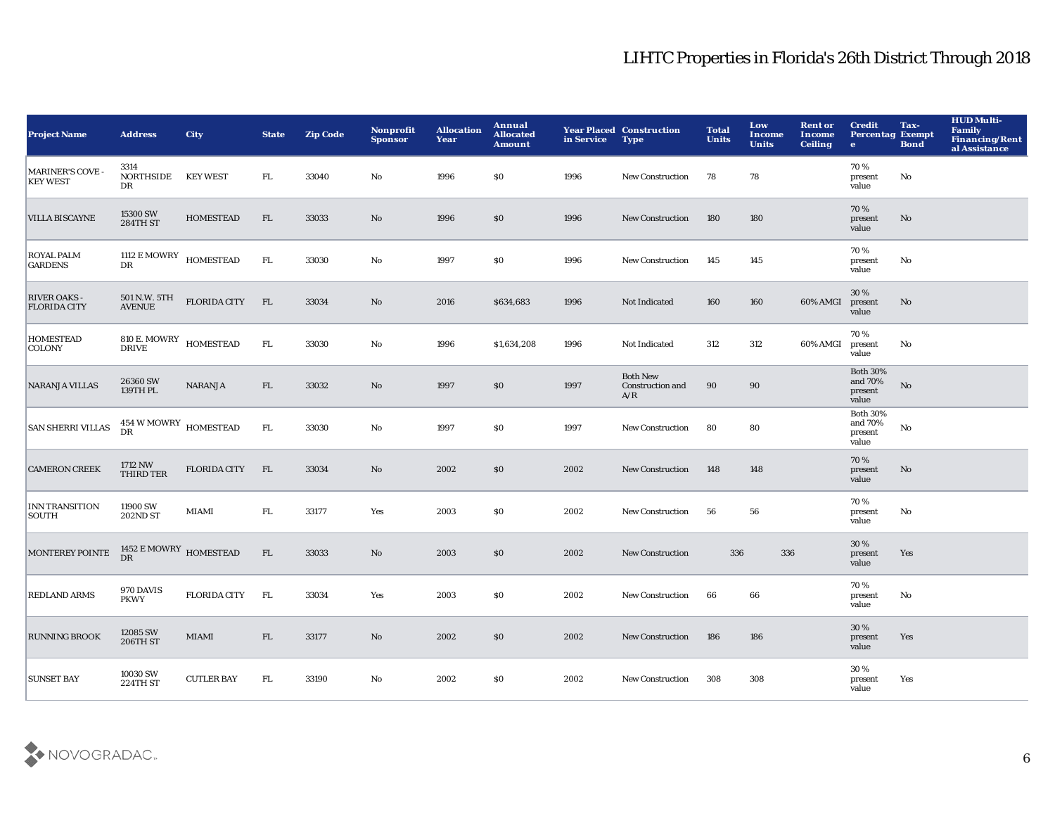# LIHTC Properties in Florida's 26th District Through 2018

| Project Name | Address | City | State | Zip Code | Nonprofit Sponsor | Allocation Year | Annual Allocated Amount | Year Placed in Service | Construction Type | Total Units | Low Income Units | Rent or Income Ceiling | Credit Percentage | Tax-Exempt Bond | HUD Multi-Family Financing/Rental Assistance |
|---|---|---|---|---|---|---|---|---|---|---|---|---|---|---|---|
| MARINER'S COVE - KEY WEST | 3314 NORTHSIDE DR | KEY WEST | FL | 33040 | No | 1996 | $0 | 1996 | New Construction | 78 | 78 | | 70 % present value | No | |
| VILLA BISCAYNE | 15300 SW 284TH ST | HOMESTEAD | FL | 33033 | No | 1996 | $0 | 1996 | New Construction | 180 | 180 | | 70 % present value | No | |
| ROYAL PALM GARDENS | 1112 E MOWRY DR | HOMESTEAD | FL | 33030 | No | 1997 | $0 | 1996 | New Construction | 145 | 145 | | 70 % present value | No | |
| RIVER OAKS - FLORIDA CITY | 501 N.W. 5TH AVENUE | FLORIDA CITY | FL | 33034 | No | 2016 | $634,683 | 1996 | Not Indicated | 160 | 160 | 60% AMGI | 30 % present value | No | |
| HOMESTEAD COLONY | 810 E. MOWRY DRIVE | HOMESTEAD | FL | 33030 | No | 1996 | $1,634,208 | 1996 | Not Indicated | 312 | 312 | 60% AMGI | 70 % present value | No | |
| NARANJA VILLAS | 26360 SW 139TH PL | NARANJA | FL | 33032 | No | 1997 | $0 | 1997 | Both New Construction and A/R | 90 | 90 | | Both 30% and 70% present value | No | |
| SAN SHERRI VILLAS | 454 W MOWRY DR | HOMESTEAD | FL | 33030 | No | 1997 | $0 | 1997 | New Construction | 80 | 80 | | Both 30% and 70% present value | No | |
| CAMERON CREEK | 1712 NW THIRD TER | FLORIDA CITY | FL | 33034 | No | 2002 | $0 | 2002 | New Construction | 148 | 148 | | 70 % present value | No | |
| INN TRANSITION SOUTH | 11900 SW 202ND ST | MIAMI | FL | 33177 | Yes | 2003 | $0 | 2002 | New Construction | 56 | 56 | | 70 % present value | No | |
| MONTEREY POINTE | 1452 E MOWRY DR | HOMESTEAD | FL | 33033 | No | 2003 | $0 | 2002 | New Construction | 336 | 336 | | 30 % present value | Yes | |
| REDLAND ARMS | 970 DAVIS PKWY | FLORIDA CITY | FL | 33034 | Yes | 2003 | $0 | 2002 | New Construction | 66 | 66 | | 70 % present value | No | |
| RUNNING BROOK | 12085 SW 206TH ST | MIAMI | FL | 33177 | No | 2002 | $0 | 2002 | New Construction | 186 | 186 | | 30 % present value | Yes | |
| SUNSET BAY | 10030 SW 224TH ST | CUTLER BAY | FL | 33190 | No | 2002 | $0 | 2002 | New Construction | 308 | 308 | | 30 % present value | Yes | |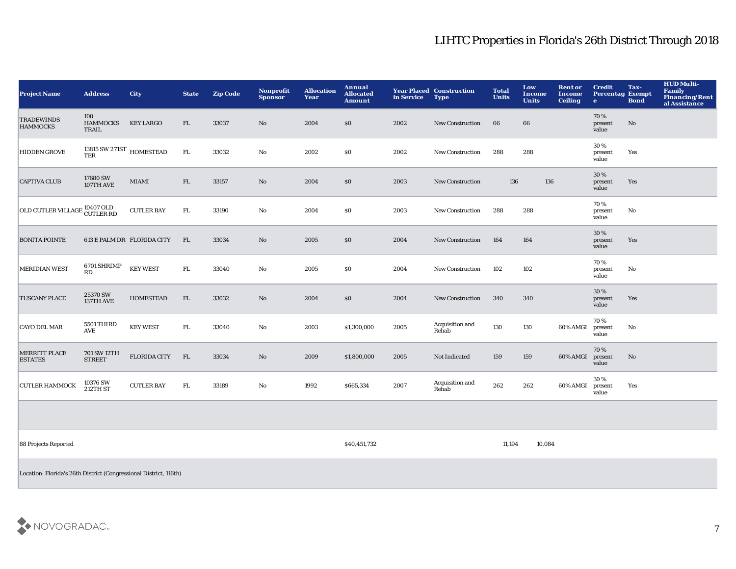# LIHTC Properties in Florida's 26th District Through 2018

| Project Name | Address | City | State | Zip Code | Nonprofit Sponsor | Allocation Year | Annual Allocated Amount | Year Placed in Service | Construction Type | Total Units | Low Income Units | Rent or Income Ceiling | Credit Percentage | Tax-Exempt Bond | HUD Multi-Family Financing/Rental Assistance |
|---|---|---|---|---|---|---|---|---|---|---|---|---|---|---|---|
| TRADEWINDS HAMMOCKS | 100 HAMMOCKS TRAIL | KEY LARGO | FL | 33037 | No | 2004 | $0 | 2002 | New Construction | 66 | 66 | | 70 % present value | No | |
| HIDDEN GROVE | 13815 SW 271ST TER | HOMESTEAD | FL | 33032 | No | 2002 | $0 | 2002 | New Construction | 288 | 288 | | 30 % present value | Yes | |
| CAPTIVA CLUB | 17680 SW 107TH AVE | MIAMI | FL | 33157 | No | 2004 | $0 | 2003 | New Construction | 136 | 136 | | 30 % present value | Yes | |
| OLD CUTLER VILLAGE | 10407 OLD CUTLER RD | CUTLER BAY | FL | 33190 | No | 2004 | $0 | 2003 | New Construction | 288 | 288 | | 70 % present value | No | |
| BONITA POINTE | 613 E PALM DR | FLORIDA CITY | FL | 33034 | No | 2005 | $0 | 2004 | New Construction | 164 | 164 | | 30 % present value | Yes | |
| MERIDIAN WEST | 6701 SHRIMP RD | KEY WEST | FL | 33040 | No | 2005 | $0 | 2004 | New Construction | 102 | 102 | | 70 % present value | No | |
| TUSCANY PLACE | 25370 SW 137TH AVE | HOMESTEAD | FL | 33032 | No | 2004 | $0 | 2004 | New Construction | 340 | 340 | | 30 % present value | Yes | |
| CAYO DEL MAR | 5501 THIRD AVE | KEY WEST | FL | 33040 | No | 2003 | $1,300,000 | 2005 | Acquisition and Rehab | 130 | 130 | 60% AMGI | 70 % present value | No | |
| MERRITT PLACE ESTATES | 701 SW 12TH STREET | FLORIDA CITY | FL | 33034 | No | 2009 | $1,800,000 | 2005 | Not Indicated | 159 | 159 | 60% AMGI | 70 % present value | No | |
| CUTLER HAMMOCK | 10376 SW 212TH ST | CUTLER BAY | FL | 33189 | No | 1992 | $665,334 | 2007 | Acquisition and Rehab | 262 | 262 | 60% AMGI | 30 % present value | Yes | |
| | | | | | | | | | | | | | | | |
| 88 Projects Reported | | | | | | | $40,451,732 | | | 11,194 | 10,084 | | | | |
| Location: Florida's 26th District (Congressional District, 116th) | | | | | | | | | | | | | | | |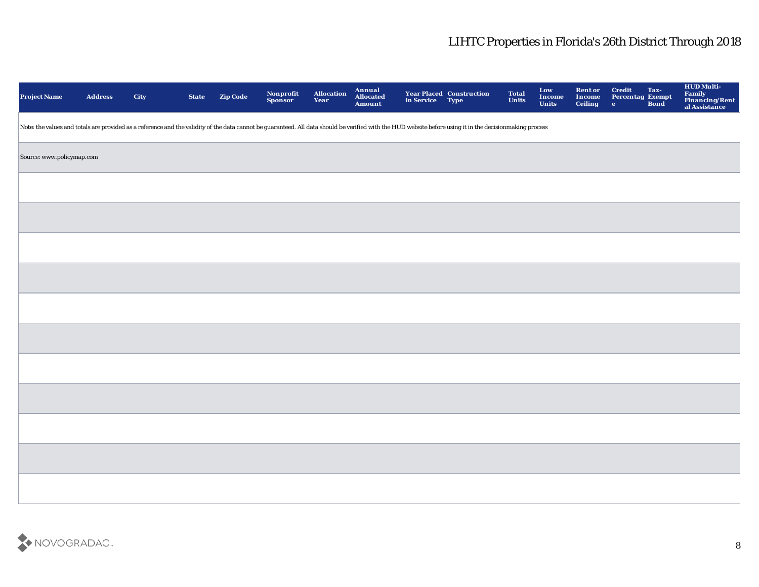# LIHTC Properties in Florida's 26th District Through 2018

| Project Name | Address | City | State | Zip Code | Nonprofit Sponsor | Allocation Year | Annual Allocated Amount | Year Placed in Service | Construction Type | Total Units | Low Income Units | Rent or Income Ceiling | Credit Percentage | Tax-Exempt Bond | HUD Multi-Family Financing/Rental Assistance |
|---|---|---|---|---|---|---|---|---|---|---|---|---|---|---|---|

Note: the values and totals are provided as a reference and the validity of the data cannot be guaranteed. All data should be verified with the HUD website before using it in the decisionmaking process

Source: www.policymap.com